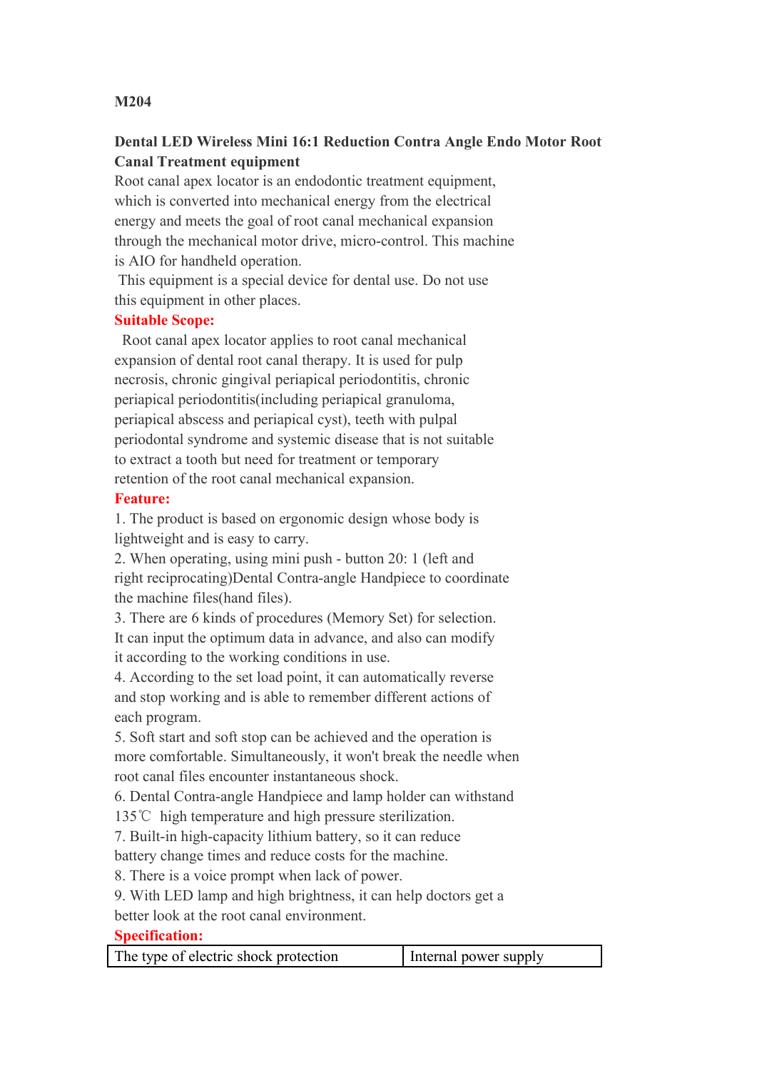**M204**

**Dental LED Wireless Mini 16:1 Reduction Contra Angle Endo Motor Root Canal Treatment equipment**

Root canal apex locator is an endodontic treatment equipment, which is converted into mechanical energy from the electrical energy and meets the goal of root canal mechanical expansion through the mechanical motor drive, micro-control. This machine is AIO for handheld operation.

This equipment is a special device for dental use. Do not use this equipment in other places.

**Suitable Scope:**

Root canal apex locator applies to root canal mechanical expansion of dental root canal therapy. It is used for pulp necrosis, chronic gingival periapical periodontitis, chronic periapical periodontitis(including periapical granuloma, periapical abscess and periapical cyst), teeth with pulpal periodontal syndrome and systemic disease that is not suitable to extract a tooth but need for treatment or temporary retention of the root canal mechanical expansion.

**Feature:**

1. The product is based on ergonomic design whose body is lightweight and is easy to carry.
2. When operating, using mini push - button 20: 1 (left and right reciprocating)Dental Contra-angle Handpiece to coordinate the machine files(hand files).
3. There are 6 kinds of procedures (Memory Set) for selection. It can input the optimum data in advance, and also can modify it according to the working conditions in use.
4. According to the set load point, it can automatically reverse and stop working and is able to remember different actions of each program.
5. Soft start and soft stop can be achieved and the operation is more comfortable. Simultaneously, it won't break the needle when root canal files encounter instantaneous shock.
6. Dental Contra-angle Handpiece and lamp holder can withstand 135℃ high temperature and high pressure sterilization.
7. Built-in high-capacity lithium battery, so it can reduce battery change times and reduce costs for the machine.
8. There is a voice prompt when lack of power.
9. With LED lamp and high brightness, it can help doctors get a better look at the root canal environment.

**Specification:**

| The type of electric shock protection | Internal power supply |
|---|---|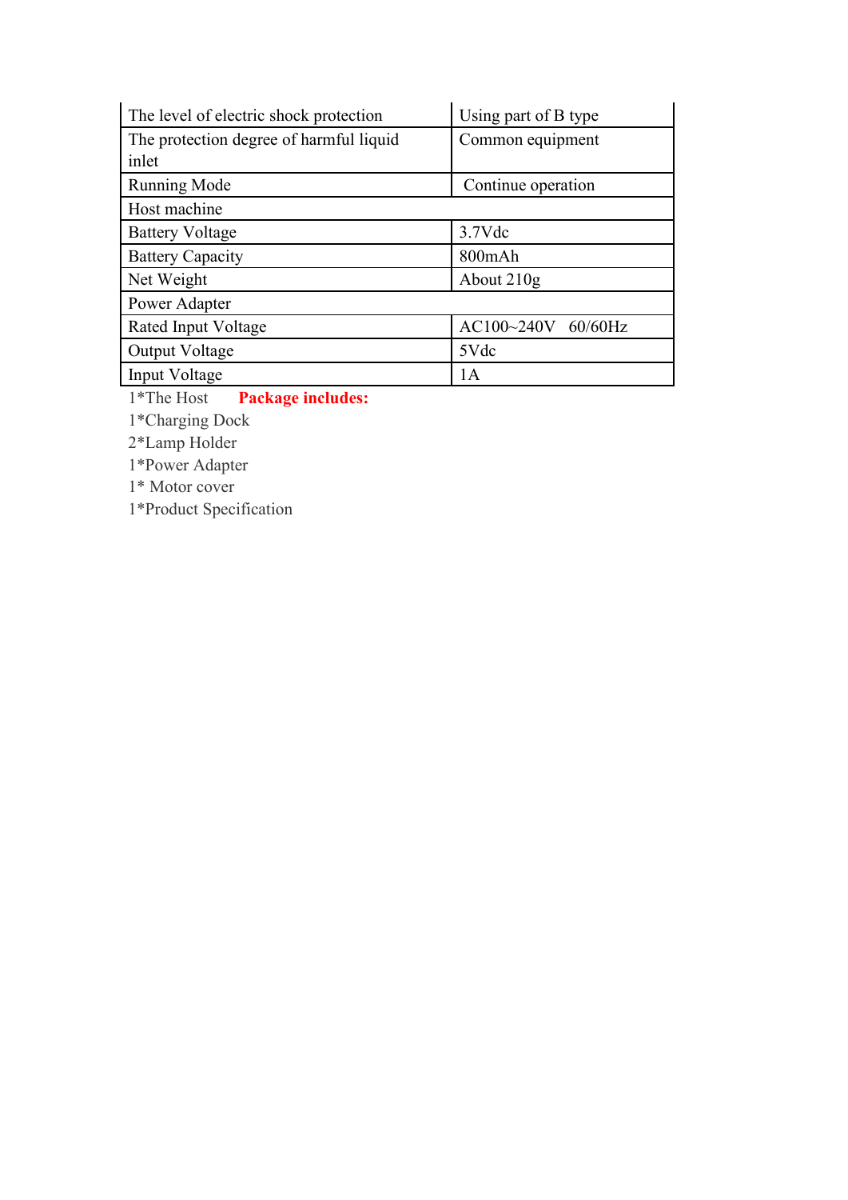| | |
|---|---|
| The level of electric shock protection | Using part of B type |
| The protection degree of harmful liquid inlet | Common equipment |
| Running Mode | Continue operation |
| Host machine | |
| Battery Voltage | 3.7Vdc |
| Battery Capacity | 800mAh |
| Net Weight | About 210g |
| Power Adapter | |
| Rated Input Voltage | AC100~240V 60/60Hz |
| Output Voltage | 5Vdc |
| Input Voltage | 1A |

**Package includes:**

1*The Host
1*Charging Dock
2*Lamp Holder
1*Power Adapter
1* Motor cover
1*Product Specification